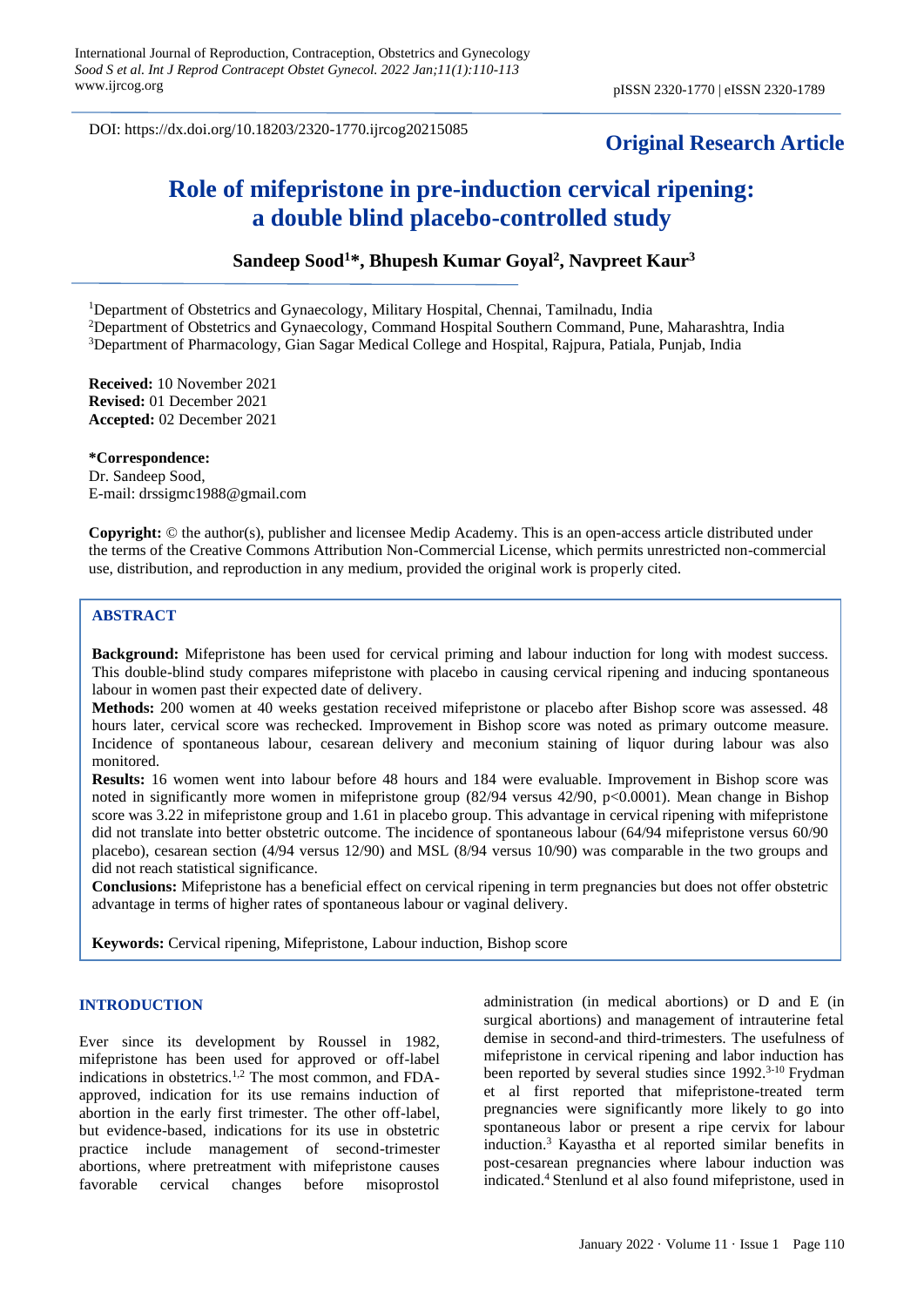DOI: https://dx.doi.org/10.18203/2320-1770.ijrcog20215085

**Original Research Article**

# Role of mifepristone in pre-induction cervical ripening: a double blind placebo-controlled study

**Sandeep Sood[1]*, Bhupesh Kumar Goyal[2], Navpreet Kaur[3]**

[1]Department of Obstetrics and Gynaecology, Military Hospital, Chennai, Tamilnadu, India
[2]Department of Obstetrics and Gynaecology, Command Hospital Southern Command, Pune, Maharashtra, India
[3]Department of Pharmacology, Gian Sagar Medical College and Hospital, Rajpura, Patiala, Punjab, India

**Received:** 10 November 2021
**Revised:** 01 December 2021
**Accepted:** 02 December 2021

***Correspondence:**
Dr. Sandeep Sood,
E-mail: drssigmc1988@gmail.com

**Copyright:** © the author(s), publisher and licensee Medip Academy. This is an open-access article distributed under the terms of the Creative Commons Attribution Non-Commercial License, which permits unrestricted non-commercial use, distribution, and reproduction in any medium, provided the original work is properly cited.

## ABSTRACT

**Background:** Mifepristone has been used for cervical priming and labour induction for long with modest success. This double-blind study compares mifepristone with placebo in causing cervical ripening and inducing spontaneous labour in women past their expected date of delivery.

**Methods:** 200 women at 40 weeks gestation received mifepristone or placebo after Bishop score was assessed. 48 hours later, cervical score was rechecked. Improvement in Bishop score was noted as primary outcome measure. Incidence of spontaneous labour, cesarean delivery and meconium staining of liquor during labour was also monitored.

**Results:** 16 women went into labour before 48 hours and 184 were evaluable. Improvement in Bishop score was noted in significantly more women in mifepristone group (82/94 versus 42/90, $p<0.0001$). Mean change in Bishop score was 3.22 in mifepristone group and 1.61 in placebo group. This advantage in cervical ripening with mifepristone did not translate into better obstetric outcome. The incidence of spontaneous labour (64/94 mifepristone versus 60/90 placebo), cesarean section (4/94 versus 12/90) and MSL (8/94 versus 10/90) was comparable in the two groups and did not reach statistical significance.

**Conclusions:** Mifepristone has a beneficial effect on cervical ripening in term pregnancies but does not offer obstetric advantage in terms of higher rates of spontaneous labour or vaginal delivery.

**Keywords:** Cervical ripening, Mifepristone, Labour induction, Bishop score

## INTRODUCTION

Ever since its development by Roussel in 1982, mifepristone has been used for approved or off-label indications in obstetrics.[1,2] The most common, and FDA-approved, indication for its use remains induction of abortion in the early first trimester. The other off-label, but evidence-based, indications for its use in obstetric practice include management of second-trimester abortions, where pretreatment with mifepristone causes favorable cervical changes before misoprostol administration (in medical abortions) or D and E (in surgical abortions) and management of intrauterine fetal demise in second-and third-trimesters. The usefulness of mifepristone in cervical ripening and labor induction has been reported by several studies since 1992.[3-10] Frydman et al first reported that mifepristone-treated term pregnancies were significantly more likely to go into spontaneous labor or present a ripe cervix for labour induction.[3] Kayastha et al reported similar benefits in post-cesarean pregnancies where labour induction was indicated.[4] Stenlund et al also found mifepristone, used in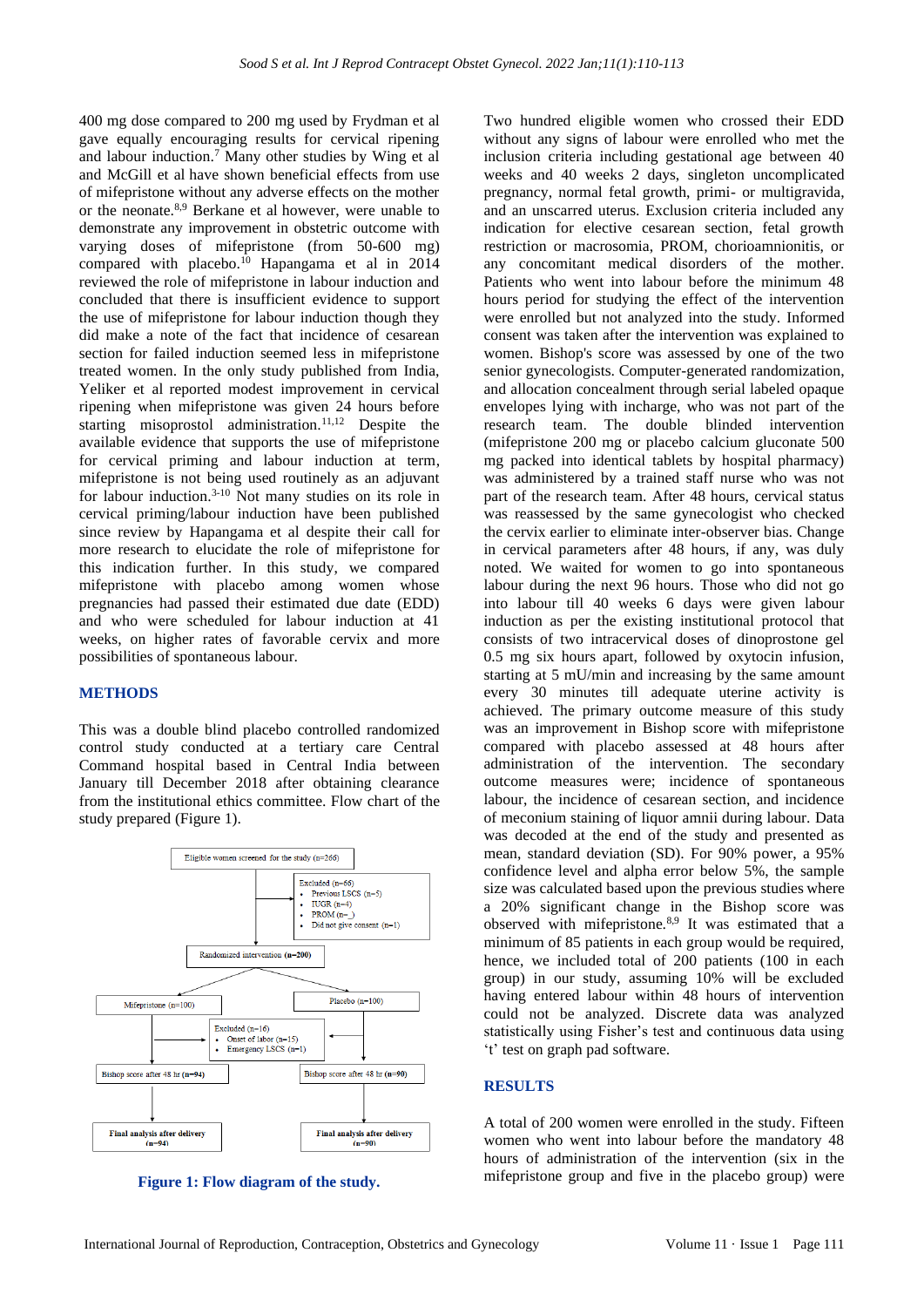400 mg dose compared to 200 mg used by Frydman et al gave equally encouraging results for cervical ripening and labour induction.[7] Many other studies by Wing et al and McGill et al have shown beneficial effects from use of mifepristone without any adverse effects on the mother or the neonate.[8,9] Berkane et al however, were unable to demonstrate any improvement in obstetric outcome with varying doses of mifepristone (from 50-600 mg) compared with placebo.[10] Hapangama et al in 2014 reviewed the role of mifepristone in labour induction and concluded that there is insufficient evidence to support the use of mifepristone for labour induction though they did make a note of the fact that incidence of cesarean section for failed induction seemed less in mifepristone treated women. In the only study published from India, Yeliker et al reported modest improvement in cervical ripening when mifepristone was given 24 hours before starting misoprostol administration.[11,12] Despite the available evidence that supports the use of mifepristone for cervical priming and labour induction at term, mifepristone is not being used routinely as an adjuvant for labour induction.[3-10] Not many studies on its role in cervical priming/labour induction have been published since review by Hapangama et al despite their call for more research to elucidate the role of mifepristone for this indication further. In this study, we compared mifepristone with placebo among women whose pregnancies had passed their estimated due date (EDD) and who were scheduled for labour induction at 41 weeks, on higher rates of favorable cervix and more possibilities of spontaneous labour.

## METHODS

This was a double blind placebo controlled randomized control study conducted at a tertiary care Central Command hospital based in Central India between January till December 2018 after obtaining clearance from the institutional ethics committee. Flow chart of the study prepared (Figure 1).

```
Eligible women screened for the study (n=266)
    -> Excluded (n=66)
         • Previous LSCS (n=5)
         • IUGR (n=4)
         • PROM (n=_)
         • Did not give consent (n=1)
Randomized intervention (n=200)
    Mifepristone (n=100)            Placebo (n=100)
         Excluded (n=16)
         • Onset of labor (n=15)
         • Emergency LSCS (n=1)
    Bishop score after 48 hr (n=94)   Bishop score after 48 hr (n=90)
    Final analysis after delivery     Final analysis after delivery
    (n=94)                            (n=90)
```

**Figure 1: Flow diagram of the study.**

Two hundred eligible women who crossed their EDD without any signs of labour were enrolled who met the inclusion criteria including gestational age between 40 weeks and 40 weeks 2 days, singleton uncomplicated pregnancy, normal fetal growth, primi- or multigravida, and an unscarred uterus. Exclusion criteria included any indication for elective cesarean section, fetal growth restriction or macrosomia, PROM, chorioamnionitis, or any concomitant medical disorders of the mother. Patients who went into labour before the minimum 48 hours period for studying the effect of the intervention were enrolled but not analyzed into the study. Informed consent was taken after the intervention was explained to women. Bishop's score was assessed by one of the two senior gynecologists. Computer-generated randomization, and allocation concealment through serial labeled opaque envelopes lying with incharge, who was not part of the research team. The double blinded intervention (mifepristone 200 mg or placebo calcium gluconate 500 mg packed into identical tablets by hospital pharmacy) was administered by a trained staff nurse who was not part of the research team. After 48 hours, cervical status was reassessed by the same gynecologist who checked the cervix earlier to eliminate inter-observer bias. Change in cervical parameters after 48 hours, if any, was duly noted. We waited for women to go into spontaneous labour during the next 96 hours. Those who did not go into labour till 40 weeks 6 days were given labour induction as per the existing institutional protocol that consists of two intracervical doses of dinoprostone gel 0.5 mg six hours apart, followed by oxytocin infusion, starting at 5 mU/min and increasing by the same amount every 30 minutes till adequate uterine activity is achieved. The primary outcome measure of this study was an improvement in Bishop score with mifepristone compared with placebo assessed at 48 hours after administration of the intervention. The secondary outcome measures were; incidence of spontaneous labour, the incidence of cesarean section, and incidence of meconium staining of liquor amnii during labour. Data was decoded at the end of the study and presented as mean, standard deviation (SD). For 90% power, a 95% confidence level and alpha error below 5%, the sample size was calculated based upon the previous studies where a 20% significant change in the Bishop score was observed with mifepristone.[8,9] It was estimated that a minimum of 85 patients in each group would be required, hence, we included total of 200 patients (100 in each group) in our study, assuming 10% will be excluded having entered labour within 48 hours of intervention could not be analyzed. Discrete data was analyzed statistically using Fisher's test and continuous data using 't' test on graph pad software.

## RESULTS

A total of 200 women were enrolled in the study. Fifteen women who went into labour before the mandatory 48 hours of administration of the intervention (six in the mifepristone group and five in the placebo group) were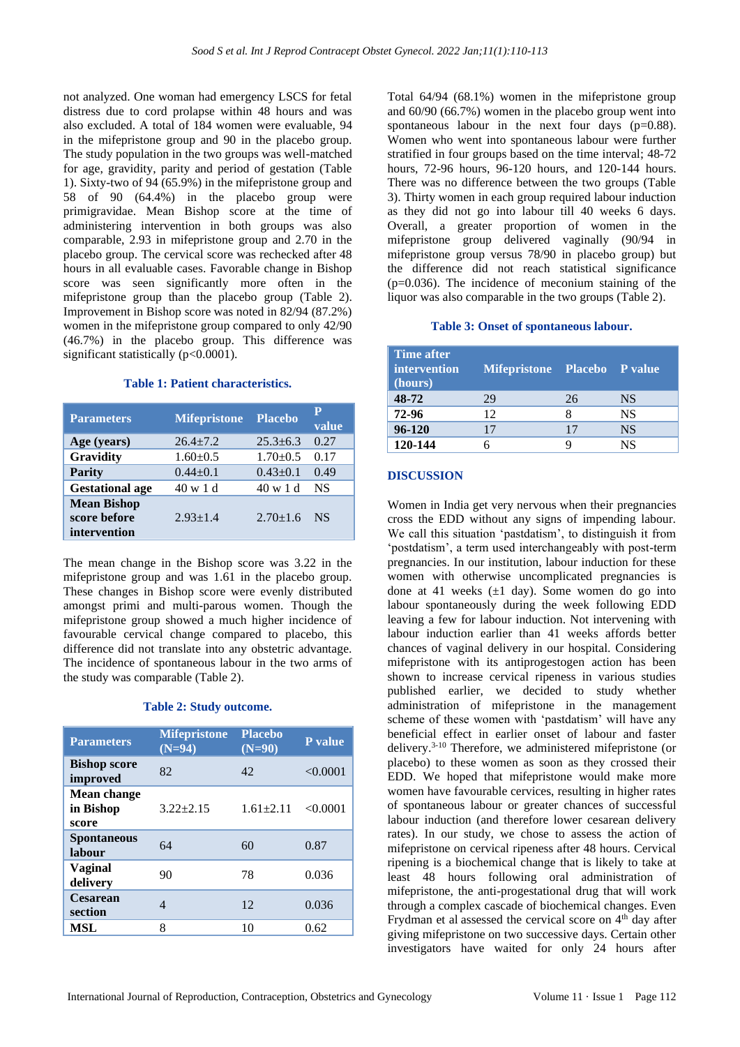not analyzed. One woman had emergency LSCS for fetal distress due to cord prolapse within 48 hours and was also excluded. A total of 184 women were evaluable, 94 in the mifepristone group and 90 in the placebo group. The study population in the two groups was well-matched for age, gravidity, parity and period of gestation (Table 1). Sixty-two of 94 (65.9%) in the mifepristone group and 58 of 90 (64.4%) in the placebo group were primigravidae. Mean Bishop score at the time of administering intervention in both groups was also comparable, 2.93 in mifepristone group and 2.70 in the placebo group. The cervical score was rechecked after 48 hours in all evaluable cases. Favorable change in Bishop score was seen significantly more often in the mifepristone group than the placebo group (Table 2). Improvement in Bishop score was noted in 82/94 (87.2%) women in the mifepristone group compared to only 42/90 (46.7%) in the placebo group. This difference was significant statistically (p<0.0001).

**Table 1: Patient characteristics.**

| Parameters | Mifepristone | Placebo | P value |
|---|---|---|---|
| **Age (years)** | 26.4±7.2 | 25.3±6.3 | 0.27 |
| **Gravidity** | 1.60±0.5 | 1.70±0.5 | 0.17 |
| **Parity** | 0.44±0.1 | 0.43±0.1 | 0.49 |
| **Gestational age** | 40 w 1 d | 40 w 1 d | NS |
| **Mean Bishop score before intervention** | 2.93±1.4 | 2.70±1.6 | NS |

The mean change in the Bishop score was 3.22 in the mifepristone group and was 1.61 in the placebo group. These changes in Bishop score were evenly distributed amongst primi and multi-parous women. Though the mifepristone group showed a much higher incidence of favourable cervical change compared to placebo, this difference did not translate into any obstetric advantage. The incidence of spontaneous labour in the two arms of the study was comparable (Table 2).

**Table 2: Study outcome.**

| Parameters | Mifepristone (N=94) | Placebo (N=90) | P value |
|---|---|---|---|
| **Bishop score improved** | 82 | 42 | <0.0001 |
| **Mean change in Bishop score** | 3.22±2.15 | 1.61±2.11 | <0.0001 |
| **Spontaneous labour** | 64 | 60 | 0.87 |
| **Vaginal delivery** | 90 | 78 | 0.036 |
| **Cesarean section** | 4 | 12 | 0.036 |
| **MSL** | 8 | 10 | 0.62 |

Total 64/94 (68.1%) women in the mifepristone group and 60/90 (66.7%) women in the placebo group went into spontaneous labour in the next four days (p=0.88). Women who went into spontaneous labour were further stratified in four groups based on the time interval; 48-72 hours, 72-96 hours, 96-120 hours, and 120-144 hours. There was no difference between the two groups (Table 3). Thirty women in each group required labour induction as they did not go into labour till 40 weeks 6 days. Overall, a greater proportion of women in the mifepristone group delivered vaginally (90/94 in mifepristone group versus 78/90 in placebo group) but the difference did not reach statistical significance (p=0.036). The incidence of meconium staining of the liquor was also comparable in the two groups (Table 2).

**Table 3: Onset of spontaneous labour.**

| Time after intervention (hours) | Mifepristone | Placebo | P value |
|---|---|---|---|
| **48-72** | 29 | 26 | NS |
| **72-96** | 12 | 8 | NS |
| **96-120** | 17 | 17 | NS |
| **120-144** | 6 | 9 | NS |

## DISCUSSION

Women in India get very nervous when their pregnancies cross the EDD without any signs of impending labour. We call this situation 'pastdatism', to distinguish it from 'postdatism', a term used interchangeably with post-term pregnancies. In our institution, labour induction for these women with otherwise uncomplicated pregnancies is done at 41 weeks (±1 day). Some women do go into labour spontaneously during the week following EDD leaving a few for labour induction. Not intervening with labour induction earlier than 41 weeks affords better chances of vaginal delivery in our hospital. Considering mifepristone with its antiprogestogen action has been shown to increase cervical ripeness in various studies published earlier, we decided to study whether administration of mifepristone in the management scheme of these women with 'pastdatism' will have any beneficial effect in earlier onset of labour and faster delivery.[3-10] Therefore, we administered mifepristone (or placebo) to these women as soon as they crossed their EDD. We hoped that mifepristone would make more women have favourable cervices, resulting in higher rates of spontaneous labour or greater chances of successful labour induction (and therefore lower cesarean delivery rates). In our study, we chose to assess the action of mifepristone on cervical ripeness after 48 hours. Cervical ripening is a biochemical change that is likely to take at least 48 hours following oral administration of mifepristone, the anti-progestational drug that will work through a complex cascade of biochemical changes. Even Frydman et al assessed the cervical score on 4th day after giving mifepristone on two successive days. Certain other investigators have waited for only 24 hours after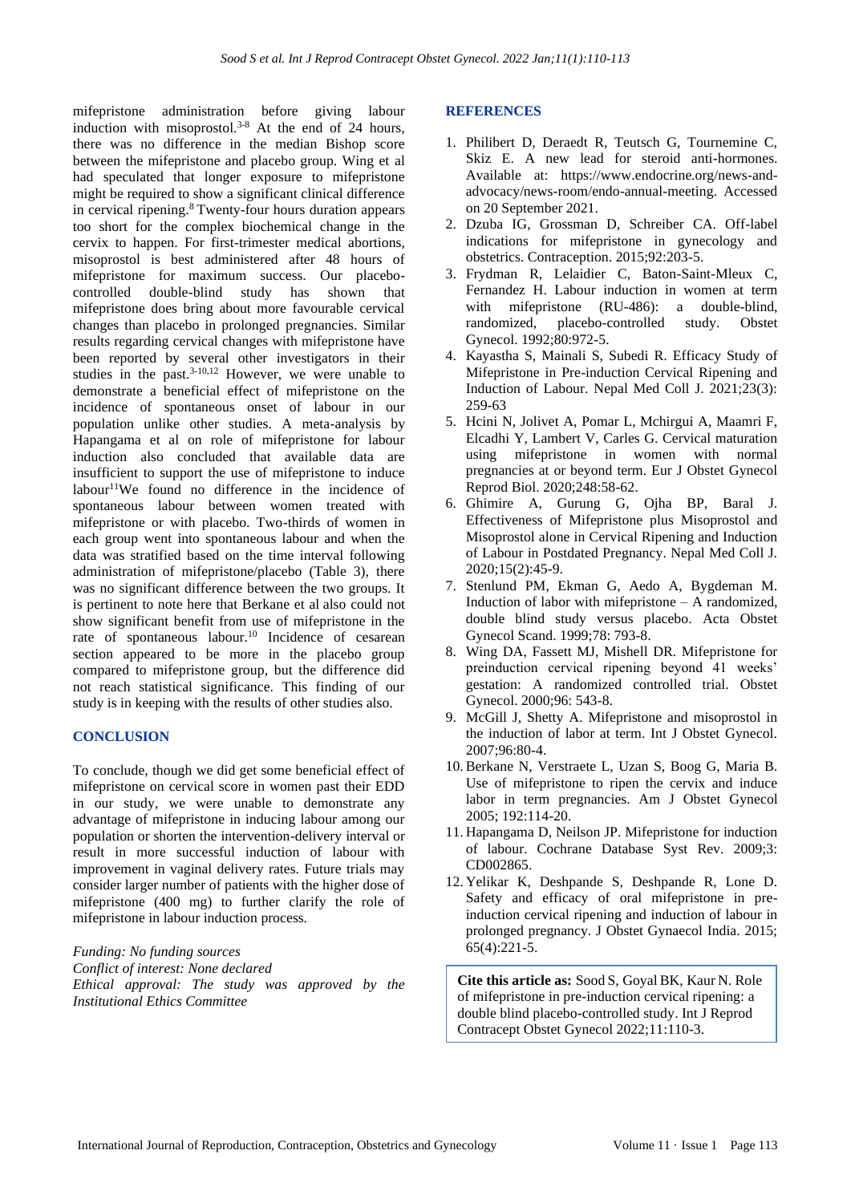mifepristone administration before giving labour induction with misoprostol.[3-8] At the end of 24 hours, there was no difference in the median Bishop score between the mifepristone and placebo group. Wing et al had speculated that longer exposure to mifepristone might be required to show a significant clinical difference in cervical ripening.[8] Twenty-four hours duration appears too short for the complex biochemical change in the cervix to happen. For first-trimester medical abortions, misoprostol is best administered after 48 hours of mifepristone for maximum success. Our placebo-controlled double-blind study has shown that mifepristone does bring about more favourable cervical changes than placebo in prolonged pregnancies. Similar results regarding cervical changes with mifepristone have been reported by several other investigators in their studies in the past.[3-10,12] However, we were unable to demonstrate a beneficial effect of mifepristone on the incidence of spontaneous onset of labour in our population unlike other studies. A meta-analysis by Hapangama et al on role of mifepristone for labour induction also concluded that available data are insufficient to support the use of mifepristone to induce labour[11]We found no difference in the incidence of spontaneous labour between women treated with mifepristone or with placebo. Two-thirds of women in each group went into spontaneous labour and when the data was stratified based on the time interval following administration of mifepristone/placebo (Table 3), there was no significant difference between the two groups. It is pertinent to note here that Berkane et al also could not show significant benefit from use of mifepristone in the rate of spontaneous labour.[10] Incidence of cesarean section appeared to be more in the placebo group compared to mifepristone group, but the difference did not reach statistical significance. This finding of our study is in keeping with the results of other studies also.

## CONCLUSION

To conclude, though we did get some beneficial effect of mifepristone on cervical score in women past their EDD in our study, we were unable to demonstrate any advantage of mifepristone in inducing labour among our population or shorten the intervention-delivery interval or result in more successful induction of labour with improvement in vaginal delivery rates. Future trials may consider larger number of patients with the higher dose of mifepristone (400 mg) to further clarify the role of mifepristone in labour induction process.

*Funding: No funding sources*
*Conflict of interest: None declared*
*Ethical approval: The study was approved by the Institutional Ethics Committee*

## REFERENCES

1. Philibert D, Deraedt R, Teutsch G, Tournemine C, Skiz E. A new lead for steroid anti-hormones. Available at: https://www.endocrine.org/news-and-advocacy/news-room/endo-annual-meeting. Accessed on 20 September 2021.
2. Dzuba IG, Grossman D, Schreiber CA. Off-label indications for mifepristone in gynecology and obstetrics. Contraception. 2015;92:203-5.
3. Frydman R, Lelaidier C, Baton-Saint-Mleux C, Fernandez H. Labour induction in women at term with mifepristone (RU-486): a double-blind, randomized, placebo-controlled study. Obstet Gynecol. 1992;80:972-5.
4. Kayastha S, Mainali S, Subedi R. Efficacy Study of Mifepristone in Pre-induction Cervical Ripening and Induction of Labour. Nepal Med Coll J. 2021;23(3): 259-63
5. Hcini N, Jolivet A, Pomar L, Mchirgui A, Maamri F, Elcadhi Y, Lambert V, Carles G. Cervical maturation using mifepristone in women with normal pregnancies at or beyond term. Eur J Obstet Gynecol Reprod Biol. 2020;248:58-62.
6. Ghimire A, Gurung G, Ojha BP, Baral J. Effectiveness of Mifepristone plus Misoprostol and Misoprostol alone in Cervical Ripening and Induction of Labour in Postdated Pregnancy. Nepal Med Coll J. 2020;15(2):45-9.
7. Stenlund PM, Ekman G, Aedo A, Bygdeman M. Induction of labor with mifepristone – A randomized, double blind study versus placebo. Acta Obstet Gynecol Scand. 1999;78: 793-8.
8. Wing DA, Fassett MJ, Mishell DR. Mifepristone for preinduction cervical ripening beyond 41 weeks' gestation: A randomized controlled trial. Obstet Gynecol. 2000;96: 543-8.
9. McGill J, Shetty A. Mifepristone and misoprostol in the induction of labor at term. Int J Obstet Gynecol. 2007;96:80-4.
10. Berkane N, Verstraete L, Uzan S, Boog G, Maria B. Use of mifepristone to ripen the cervix and induce labor in term pregnancies. Am J Obstet Gynecol 2005; 192:114-20.
11. Hapangama D, Neilson JP. Mifepristone for induction of labour. Cochrane Database Syst Rev. 2009;3: CD002865.
12. Yelikar K, Deshpande S, Deshpande R, Lone D. Safety and efficacy of oral mifepristone in pre-induction cervical ripening and induction of labour in prolonged pregnancy. J Obstet Gynaecol India. 2015; 65(4):221-5.

**Cite this article as:** Sood S, Goyal BK, Kaur N. Role of mifepristone in pre-induction cervical ripening: a double blind placebo-controlled study. Int J Reprod Contracept Obstet Gynecol 2022;11:110-3.